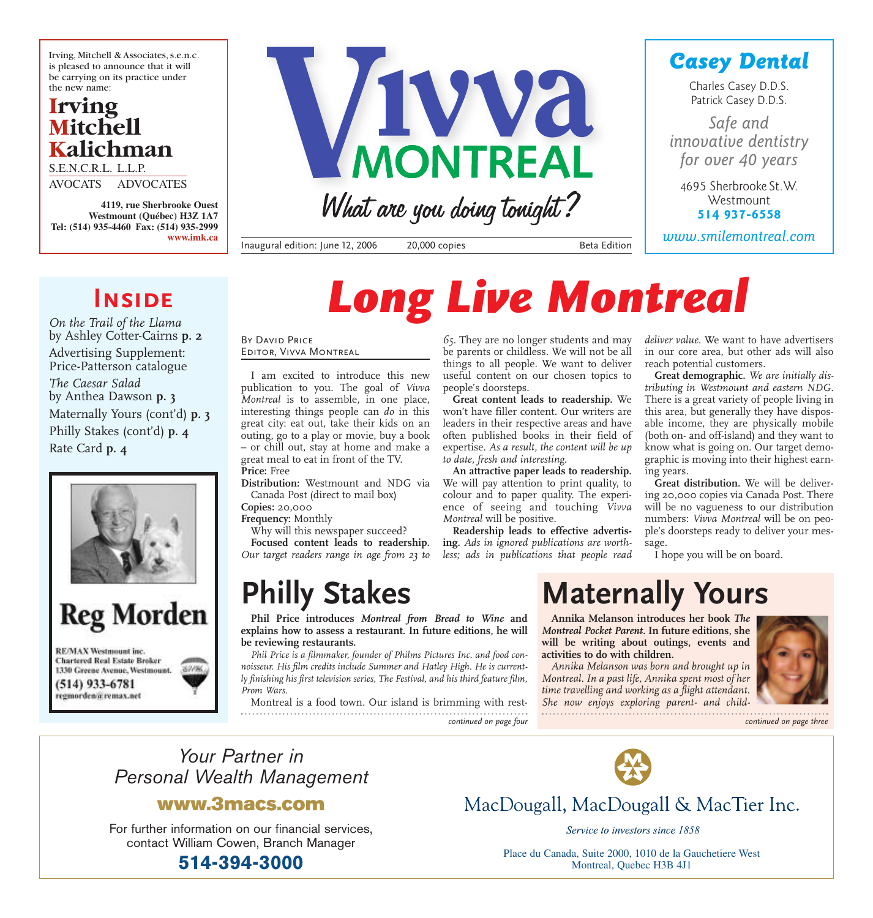Irving, Mitchell & Associates, s.e.n.c. is pleased to announce that it will be carrying on its practice under the new name:

**Irving Mitchell Kalichman**

S.E.N.C.R.L. L.L.P.

AVOCATS ADVOCATES

**4119, rue Sherbrooke Ouest**
**Westmount (Québec) H3Z 1A7**
**Tel: (514) 935-4460 Fax: (514) 935-2999**
**www.imk.ca**

# Vivva MONTREAL

*What are you doing tonight?*

Inaugural edition: June 12, 2006 | 20,000 copies | Beta Edition

**Casey Dental**

Charles Casey D.D.S.
Patrick Casey D.D.S.

*Safe and innovative dentistry for over 40 years*

4695 Sherbrooke St. W.
Westmount
**514 937-6558**

*www.smilemontreal.com*

## Inside

*On the Trail of the Llama* by Ashley Cotter-Cairns **p. 2**

Advertising Supplement: Price-Patterson catalogue

*The Caesar Salad* by Anthea Dawson **p. 3**

Maternally Yours (cont'd) **p. 3**

Philly Stakes (cont'd) **p. 4**

Rate Card **p. 4**

**Reg Morden**

RE/MAX Westmount inc.
Chartered Real Estate Broker
1330 Greene Avenue, Westmount.
(514) 933-6781
regmorden@remax.net

# Long Live Montreal

By David Price
Editor, Vivva Montreal

I am excited to introduce this new publication to you. The goal of *Vivva Montreal* is to assemble, in one place, interesting things people can *do* in this great city: eat out, take their kids on an outing, go to a play or movie, buy a book – or chill out, stay at home and make a great meal to eat in front of the TV.

**Price:** Free

**Distribution:** Westmount and NDG via Canada Post (direct to mail box)

**Copies:** 20,000

**Frequency:** Monthly

Why will this newspaper succeed?

**Focused content leads to readership.** *Our target readers range in age from 23 to 65.* They are no longer students and may be parents or childless. We will not be all things to all people. We want to deliver useful content on our chosen topics to people's doorsteps.

**Great content leads to readership.** We won't have filler content. Our writers are leaders in their respective areas and have often published books in their field of expertise. *As a result, the content will be up to date, fresh and interesting.*

**An attractive paper leads to readership.** We will pay attention to print quality, to colour and to paper quality. The experience of seeing and touching *Vivva Montreal* will be positive.

**Readership leads to effective advertising.** *Ads in ignored publications are worthless; ads in publications that people read deliver value.* We want to have advertisers in our core area, but other ads will also reach potential customers.

**Great demographic.** *We are initially distributing in Westmount and eastern NDG.* There is a great variety of people living in this area, but generally they have disposable income, they are physically mobile (both on- and off-island) and they want to know what is going on. Our target demographic is moving into their highest earning years.

**Great distribution.** We will be delivering 20,000 copies via Canada Post. There will be no vagueness to our distribution numbers: *Vivva Montreal* will be on people's doorsteps ready to deliver your message.

I hope you will be on board.

# Philly Stakes

**Phil Price introduces *Montreal from Bread to Wine* and explains how to assess a restaurant. In future editions, he will be reviewing restaurants.**

*Phil Price is a filmmaker, founder of Philms Pictures Inc. and food connoisseur. His film credits include Summer and Hatley High. He is currently finishing his first television series, The Festival, and his third feature film, Prom Wars.*

Montreal is a food town. Our island is brimming with rest-

*continued on page four*

# Maternally Yours

**Annika Melanson introduces her book *The Montreal Pocket Parent*. In future editions, she will be writing about outings, events and activities to do with children.**

*Annika Melanson was born and brought up in Montreal. In a past life, Annika spent most of her time travelling and working as a flight attendant. She now enjoys exploring parent- and child-*

*continued on page three*

*Your Partner in Personal Wealth Management*

**www.3macs.com**

For further information on our financial services, contact William Cowen, Branch Manager

**514-394-3000**

MacDougall, MacDougall & MacTier Inc.

*Service to investors since 1858*

Place du Canada, Suite 2000, 1010 de la Gauchetiere West
Montreal, Quebec H3B 4J1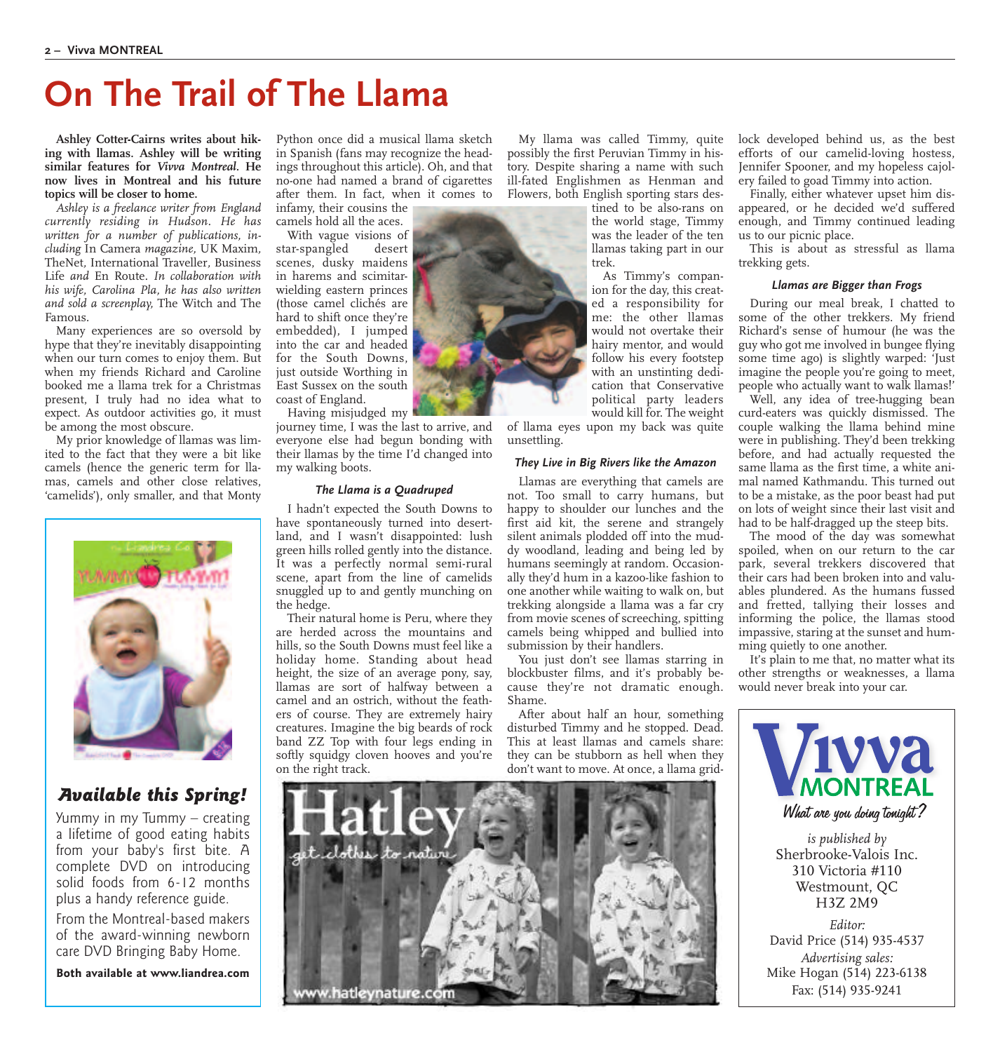# On The Trail of The Llama

**Ashley Cotter-Cairns writes about hiking with llamas. Ashley will be writing similar features for *Vivva Montreal*. He now lives in Montreal and his future topics will be closer to home.**

*Ashley is a freelance writer from England currently residing in Hudson. He has written for a number of publications, including* In Camera *magazine,* UK Maxim, TheNet, International Traveller, Business Life *and* En Route. *In collaboration with his wife, Carolina Pla, he has also written and sold a screenplay,* The Witch and The Famous.

Many experiences are so oversold by hype that they're inevitably disappointing when our turn comes to enjoy them. But when my friends Richard and Caroline booked me a llama trek for a Christmas present, I truly had no idea what to expect. As outdoor activities go, it must be among the most obscure.

My prior knowledge of llamas was limited to the fact that they were a bit like camels (hence the generic term for llamas, camels and other close relatives, 'camelids'), only smaller, and that Monty Python once did a musical llama sketch in Spanish (fans may recognize the headings throughout this article). Oh, and that no-one had named a brand of cigarettes after them. In fact, when it comes to infamy, their cousins the camels hold all the aces.

With vague visions of star-spangled desert scenes, dusky maidens in harems and scimitar-wielding eastern princes (those camel clichés are hard to shift once they're embedded), I jumped into the car and headed for the South Downs, just outside Worthing in East Sussex on the south coast of England.

Having misjudged my journey time, I was the last to arrive, and everyone else had begun bonding with their llamas by the time I'd changed into my walking boots.

#### The Llama is a Quadruped

I hadn't expected the South Downs to have spontaneously turned into desert-land, and I wasn't disappointed: lush green hills rolled gently into the distance. It was a perfectly normal semi-rural scene, apart from the line of camelids snuggled up to and gently munching on the hedge.

Their natural home is Peru, where they are herded across the mountains and hills, so the South Downs must feel like a holiday home. Standing about head height, the size of an average pony, say, llamas are sort of halfway between a camel and an ostrich, without the feathers of course. They are extremely hairy creatures. Imagine the big beards of rock band ZZ Top with four legs ending in softly squidgy cloven hooves and you're on the right track.

My llama was called Timmy, quite possibly the first Peruvian Timmy in history. Despite sharing a name with such ill-fated Englishmen as Henman and Flowers, both English sporting stars destined to be also-rans on the world stage, Timmy was the leader of the ten llamas taking part in our trek.

As Timmy's companion for the day, this created a responsibility for me: the other llamas would not overtake their hairy mentor, and would follow his every footstep with an unstinting dedication that Conservative political party leaders would kill for. The weight of llama eyes upon my back was quite unsettling.

#### They Live in Big Rivers like the Amazon

Llamas are everything that camels are not. Too small to carry humans, but happy to shoulder our lunches and the first aid kit, the serene and strangely silent animals plodded off into the muddy woodland, leading and being led by humans seemingly at random. Occasionally they'd hum in a kazoo-like fashion to one another while waiting to walk on, but trekking alongside a llama was a far cry from movie scenes of screeching, spitting camels being whipped and bullied into submission by their handlers.

You just don't see llamas starring in blockbuster films, and it's probably because they're not dramatic enough. Shame.

After about half an hour, something disturbed Timmy and he stopped. Dead. This at least llamas and camels share: they can be stubborn as hell when they don't want to move. At once, a llama gridlock developed behind us, as the best efforts of our camelid-loving hostess, Jennifer Spooner, and my hopeless cajolery failed to goad Timmy into action.

Finally, either whatever upset him disappeared, or he decided we'd suffered enough, and Timmy continued leading us to our picnic place.

This is about as stressful as llama trekking gets.

#### Llamas are Bigger than Frogs

During our meal break, I chatted to some of the other trekkers. My friend Richard's sense of humour (he was the guy who got me involved in bungee flying some time ago) is slightly warped: 'Just imagine the people you're going to meet, people who actually want to walk llamas!'

Well, any idea of tree-hugging bean curd-eaters was quickly dismissed. The couple walking the llama behind mine were in publishing. They'd been trekking before, and had actually requested the same llama as the first time, a white animal named Kathmandu. This turned out to be a mistake, as the poor beast had put on lots of weight since their last visit and had to be half-dragged up the steep bits.

The mood of the day was somewhat spoiled, when on our return to the car park, several trekkers discovered that their cars had been broken into and valuables plundered. As the humans fussed and fretted, tallying their losses and informing the police, the llamas stood impassive, staring at the sunset and humming quietly to one another.

It's plain to me that, no matter what its other strengths or weaknesses, a llama would never break into your car.

---

### Available this Spring!

Yummy in my Tummy – creating a lifetime of good eating habits from your baby's first bite. A complete DVD on introducing solid foods from 6-12 months plus a handy reference guide.

From the Montreal-based makers of the award-winning newborn care DVD Bringing Baby Home.

**Both available at www.liandrea.com**

---

Hatley — get clothes to nature
www.hatleynature.com

---

**Vivva MONTREAL**
*What are you doing tonight?*

*is published by*
Sherbrooke-Valois Inc.
310 Victoria #110
Westmount, QC
H3Z 2M9

*Editor:*
David Price (514) 935-4537
*Advertising sales:*
Mike Hogan (514) 223-6138
Fax: (514) 935-9241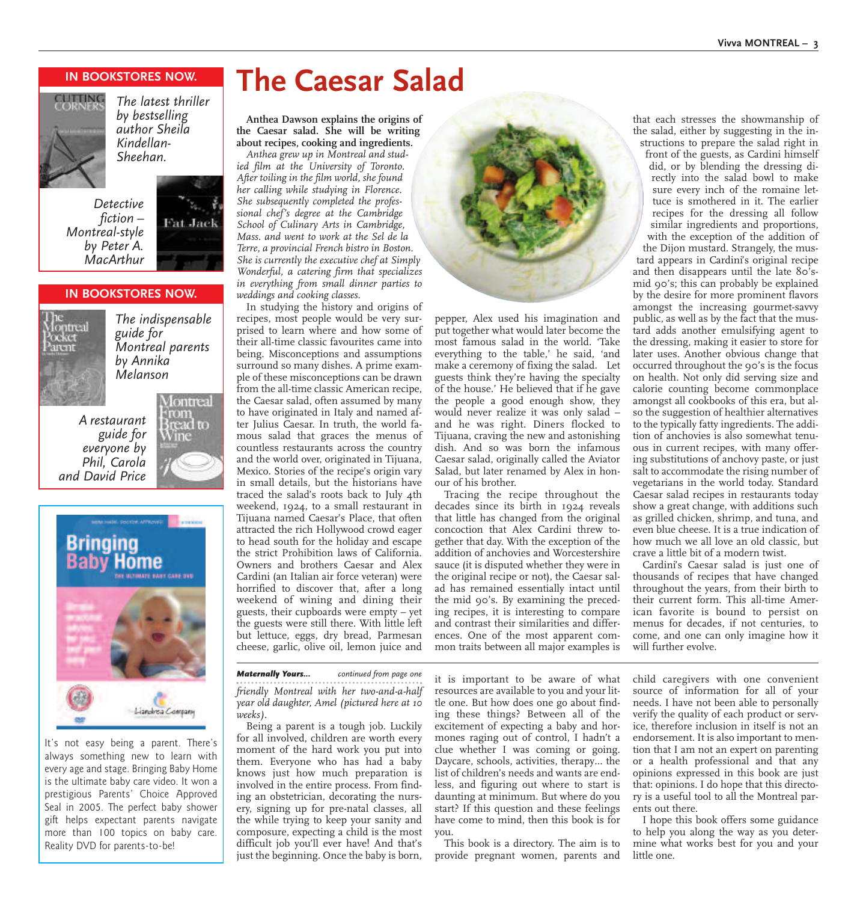## IN BOOKSTORES NOW.

*The latest thriller by bestselling author Sheila Kindellan-Sheehan.*

*Detective fiction – Montreal-style by Peter A. MacArthur*

## IN BOOKSTORES NOW.

*The indispensable guide for Montreal parents by Annika Melanson*

*A restaurant guide for everyone by Phil, Carola and David Price*

It's not easy being a parent. There's always something new to learn with every age and stage. Bringing Baby Home is the ultimate baby care video. It won a prestigious Parents' Choice Approved Seal in 2005. The perfect baby shower gift helps expectant parents navigate more than 100 topics on baby care. Reality DVD for parents-to-be!

# The Caesar Salad

**Anthea Dawson explains the origins of the Caesar salad. She will be writing about recipes, cooking and ingredients.**

*Anthea grew up in Montreal and studied film at the University of Toronto. After toiling in the film world, she found her calling while studying in Florence. She subsequently completed the professional chef's degree at the Cambridge School of Culinary Arts in Cambridge, Mass. and went to work at the Sel de la Terre, a provincial French bistro in Boston. She is currently the executive chef at Simply Wonderful, a catering firm that specializes in everything from small dinner parties to weddings and cooking classes.*

In studying the history and origins of recipes, most people would be very surprised to learn where and how some of their all-time classic favourites came into being. Misconceptions and assumptions surround so many dishes. A prime example of these misconceptions can be drawn from the all-time classic American recipe, the Caesar salad, often assumed by many to have originated in Italy and named after Julius Caesar. In truth, the world famous salad that graces the menus of countless restaurants across the country and the world over, originated in Tijuana, Mexico. Stories of the recipe's origin vary in small details, but the historians have traced the salad's roots back to July 4th weekend, 1924, to a small restaurant in Tijuana named Caesar's Place, that often attracted the rich Hollywood crowd eager to head south for the holiday and escape the strict Prohibition laws of California. Owners and brothers Caesar and Alex Cardini (an Italian air force veteran) were horrified to discover that, after a long weekend of wining and dining their guests, their cupboards were empty – yet the guests were still there. With little left but lettuce, eggs, dry bread, Parmesan cheese, garlic, olive oil, lemon juice and pepper, Alex used his imagination and put together what would later become the most famous salad in the world. 'Take everything to the table,' he said, 'and make a ceremony of fixing the salad. Let guests think they're having the specialty of the house.' He believed that if he gave the people a good enough show, they would never realize it was only salad – and he was right. Diners flocked to Tijuana, craving the new and astonishing dish. And so was born the infamous Caesar salad, originally called the Aviator Salad, but later renamed by Alex in honour of his brother.

Tracing the recipe throughout the decades since its birth in 1924 reveals that little has changed from the original concoction that Alex Cardini threw together that day. With the exception of the addition of anchovies and Worcestershire sauce (it is disputed whether they were in the original recipe or not), the Caesar salad has remained essentially intact until the mid 90's. By examining the preceding recipes, it is interesting to compare and contrast their similarities and differences. One of the most apparent common traits between all major examples is that each stresses the showmanship of the salad, either by suggesting in the instructions to prepare the salad right in front of the guests, as Cardini himself did, or by blending the dressing directly into the salad bowl to make sure every inch of the romaine lettuce is smothered in it. The earlier recipes for the dressing all follow similar ingredients and proportions, with the exception of the addition of the Dijon mustard. Strangely, the mustard appears in Cardini's original recipe and then disappears until the late 80's-mid 90's; this can probably be explained by the desire for more prominent flavors amongst the increasing gourmet-savvy public, as well as by the fact that the mustard adds another emulsifying agent to the dressing, making it easier to store for later uses. Another obvious change that occurred throughout the 90's is the focus on health. Not only did serving size and calorie counting become commonplace amongst all cookbooks of this era, but also the suggestion of healthier alternatives to the typically fatty ingredients. The addition of anchovies is also somewhat tenuous in current recipes, with many offering substitutions of anchovy paste, or just salt to accommodate the rising number of vegetarians in the world today. Standard Caesar salad recipes in restaurants today show a great change, with additions such as grilled chicken, shrimp, and tuna, and even blue cheese. It is a true indication of how much we all love an old classic, but crave a little bit of a modern twist.

Cardini's Caesar salad is just one of thousands of recipes that have changed throughout the years, from their birth to their current form. This all-time American favorite is bound to persist on menus for decades, if not centuries, to come, and one can only imagine how it will further evolve.

---

***Maternally Yours...*** *continued from page one*

*friendly Montreal with her two-and-a-half year old daughter, Amel (pictured here at 10 weeks).*

Being a parent is a tough job. Luckily for all involved, children are worth every moment of the hard work you put into them. Everyone who has had a baby knows just how much preparation is involved in the entire process. From finding an obstetrician, decorating the nursery, signing up for pre-natal classes, all the while trying to keep your sanity and composure, expecting a child is the most difficult job you'll ever have! And that's just the beginning. Once the baby is born, it is important to be aware of what resources are available to you and your little one. But how does one go about finding these things? Between all of the excitement of expecting a baby and hormones raging out of control, I hadn't a clue whether I was coming or going. Daycare, schools, activities, therapy... the list of children's needs and wants are endless, and figuring out where to start is daunting at minimum. But where do you start? If this question and these feelings have come to mind, then this book is for you.

This book is a directory. The aim is to provide pregnant women, parents and child caregivers with one convenient source of information for all of your needs. I have not been able to personally verify the quality of each product or service, therefore inclusion in itself is not an endorsement. It is also important to mention that I am not an expert on parenting or a health professional and that any opinions expressed in this book are just that: opinions. I do hope that this directory is a useful tool to all the Montreal parents out there.

I hope this book offers some guidance to help you along the way as you determine what works best for you and your little one.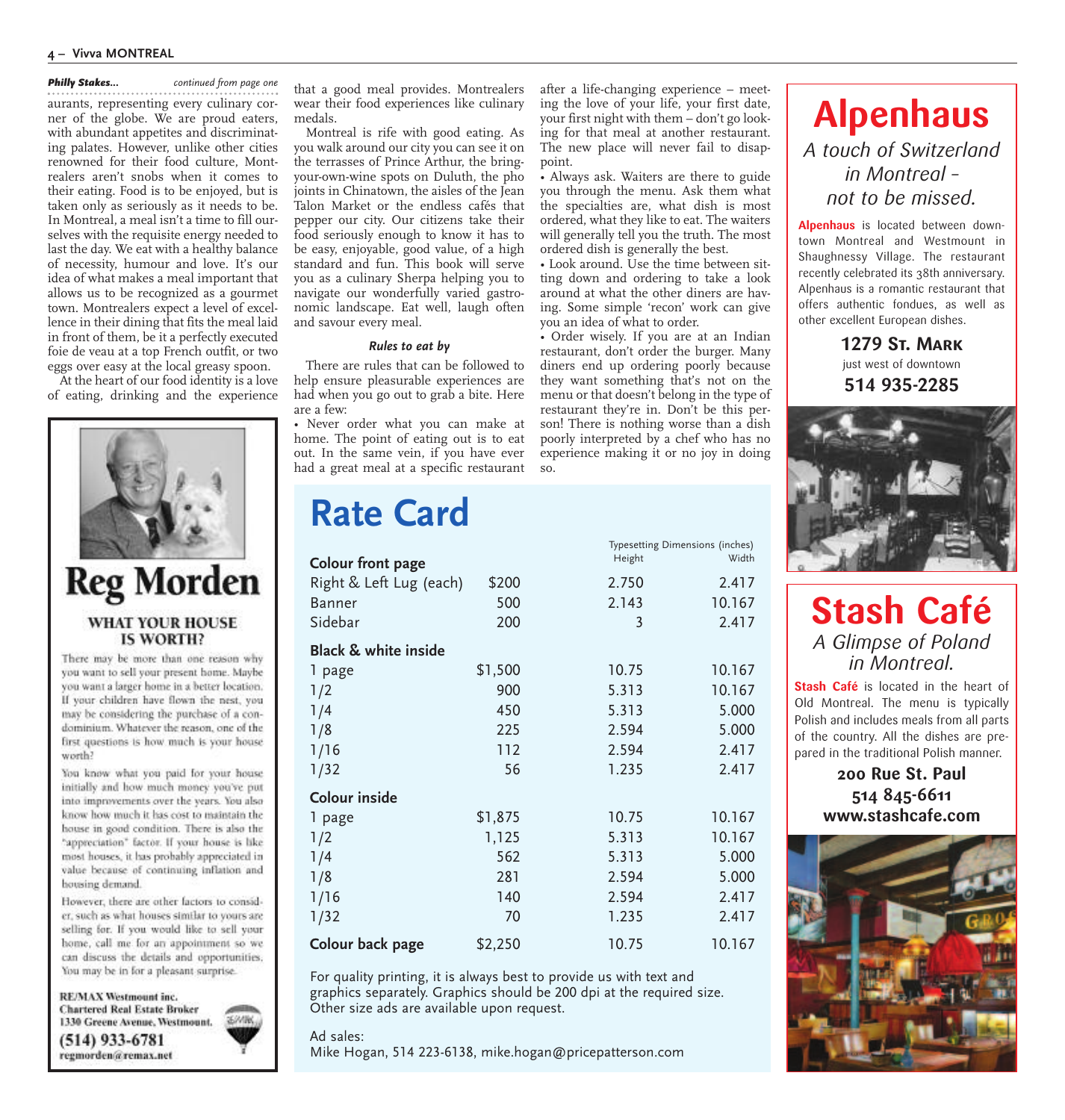*Philly Stakes... continued from page one*

aurants, representing every culinary corner of the globe. We are proud eaters, with abundant appetites and discriminating palates. However, unlike other cities renowned for their food culture, Montrealers aren't snobs when it comes to their eating. Food is to be enjoyed, but is taken only as seriously as it needs to be. In Montreal, a meal isn't a time to fill ourselves with the requisite energy needed to last the day. We eat with a healthy balance of necessity, humour and love. It's our idea of what makes a meal important that allows us to be recognized as a gourmet town. Montrealers expect a level of excellence in their dining that fits the meal laid in front of them, be it a perfectly executed foie de veau at a top French outfit, or two eggs over easy at the local greasy spoon.

At the heart of our food identity is a love of eating, drinking and the experience that a good meal provides. Montrealers wear their food experiences like culinary medals.

Montreal is rife with good eating. As you walk around our city you can see it on the terrasses of Prince Arthur, the bring-your-own-wine spots on Duluth, the pho joints in Chinatown, the aisles of the Jean Talon Market or the endless cafés that pepper our city. Our citizens take their food seriously enough to know it has to be easy, enjoyable, good value, of a high standard and fun. This book will serve you as a culinary Sherpa helping you to navigate our wonderfully varied gastronomic landscape. Eat well, laugh often and savour every meal.

### *Rules to eat by*

There are rules that can be followed to help ensure pleasurable experiences are had when you go out to grab a bite. Here are a few:

• Never order what you can make at home. The point of eating out is to eat out. In the same vein, if you have ever had a great meal at a specific restaurant after a life-changing experience – meeting the love of your life, your first date, your first night with them – don't go looking for that meal at another restaurant. The new place will never fail to disappoint.

• Always ask. Waiters are there to guide you through the menu. Ask them what the specialties are, what dish is most ordered, what they like to eat. The waiters will generally tell you the truth. The most ordered dish is generally the best.

• Look around. Use the time between sitting down and ordering to take a look around at what the other diners are having. Some simple 'recon' work can give you an idea of what to order.

• Order wisely. If you are at an Indian restaurant, don't order the burger. Many diners end up ordering poorly because they want something that's not on the menu or that doesn't belong in the type of restaurant they're in. Don't be this person! There is nothing worse than a dish poorly interpreted by a chef who has no experience making it or no joy in doing so.

# Reg Morden

**WHAT YOUR HOUSE IS WORTH?**

There may be more than one reason why you want to sell your present home. Maybe you want a larger home in a better location. If your children have flown the nest, you may be considering the purchase of a condominium. Whatever the reason, one of the first questions is how much is your house worth?

You know what you paid for your house initially and how much money you've put into improvements over the years. You also know how much it has cost to maintain the house in good condition. There is also the "appreciation" factor. If your house is like most houses, it has probably appreciated in value because of continuing inflation and housing demand.

However, there are other factors to consider, such as what houses similar to yours are selling for. If you would like to sell your home, call me for an appointment so we can discuss the details and opportunities. You may be in for a pleasant surprise.

**RE/MAX Westmount inc.**
**Chartered Real Estate Broker**
**1330 Greene Avenue, Westmount.**
**(514) 933-6781**
**regmorden@remax.net**

# Rate Card

| | | Typesetting Dimensions (inches) Height | Width |
|---|---|---|---|
| **Colour front page** | | | |
| Right & Left Lug (each) | $200 | 2.750 | 2.417 |
| Banner | 500 | 2.143 | 10.167 |
| Sidebar | 200 | 3 | 2.417 |
| **Black & white inside** | | | |
| 1 page | $1,500 | 10.75 | 10.167 |
| 1/2 | 900 | 5.313 | 10.167 |
| 1/4 | 450 | 5.313 | 5.000 |
| 1/8 | 225 | 2.594 | 5.000 |
| 1/16 | 112 | 2.594 | 2.417 |
| 1/32 | 56 | 1.235 | 2.417 |
| **Colour inside** | | | |
| 1 page | $1,875 | 10.75 | 10.167 |
| 1/2 | 1,125 | 5.313 | 10.167 |
| 1/4 | 562 | 5.313 | 5.000 |
| 1/8 | 281 | 2.594 | 5.000 |
| 1/16 | 140 | 2.594 | 2.417 |
| 1/32 | 70 | 1.235 | 2.417 |
| **Colour back page** | $2,250 | 10.75 | 10.167 |

For quality printing, it is always best to provide us with text and graphics separately. Graphics should be 200 dpi at the required size. Other size ads are available upon request.

Ad sales:
Mike Hogan, 514 223-6138, mike.hogan@pricepatterson.com

# Alpenhaus

*A touch of Switzerland in Montreal – not to be missed.*

**Alpenhaus** is located between downtown Montreal and Westmount in Shaughnessy Village. The restaurant recently celebrated its 38th anniversary. Alpenhaus is a romantic restaurant that offers authentic fondues, as well as other excellent European dishes.

**1279 St. Mark**
just west of downtown
**514 935-2285**

# Stash Café

*A Glimpse of Poland in Montreal.*

**Stash Café** is located in the heart of Old Montreal. The menu is typically Polish and includes meals from all parts of the country. All the dishes are prepared in the traditional Polish manner.

**200 Rue St. Paul**
**514 845-6611**
**www.stashcafe.com**